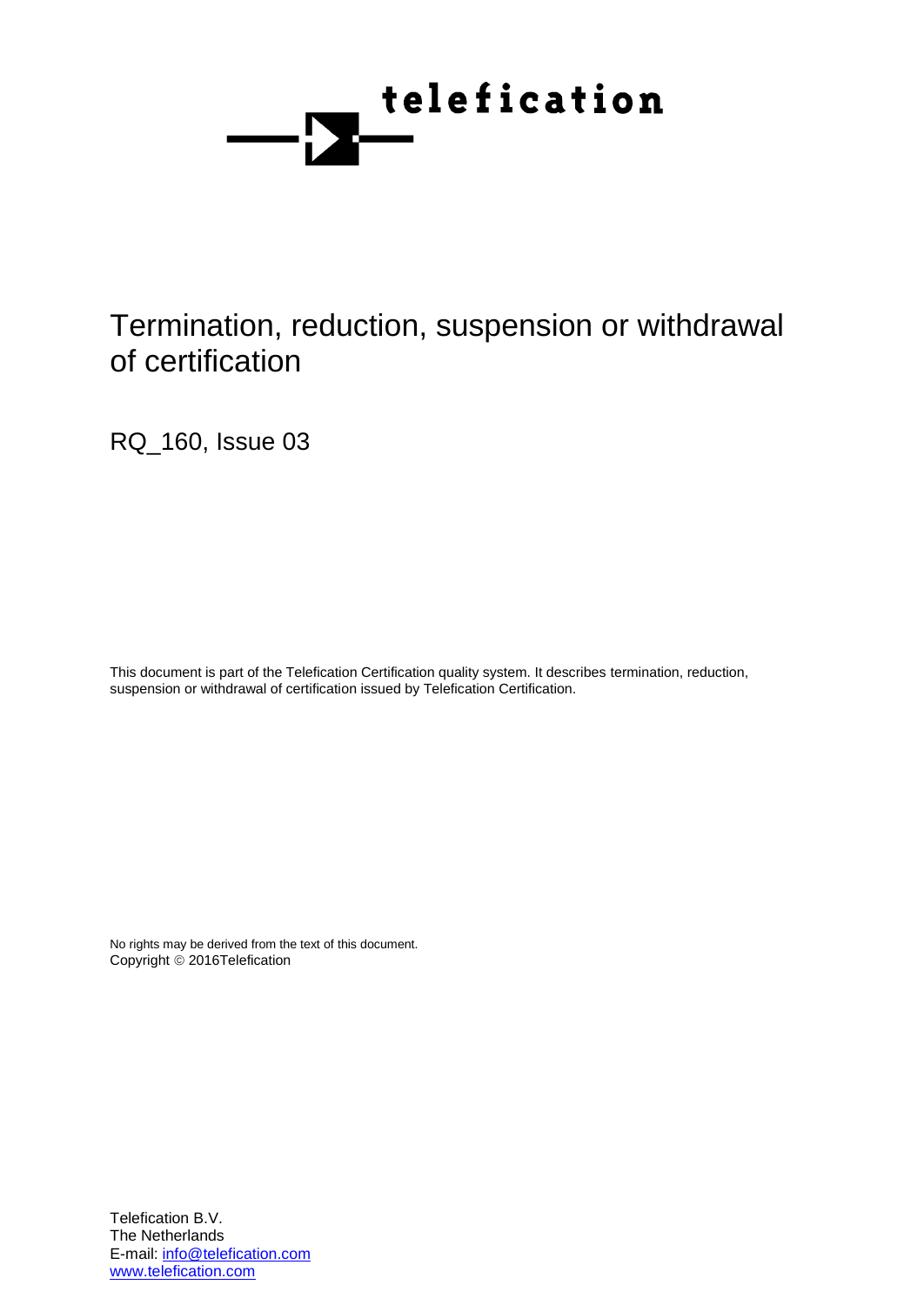telefication

# Termination, reduction, suspension or withdrawal of certification

RQ_160, Issue 03

This document is part of the Telefication Certification quality system. It describes termination, reduction, suspension or withdrawal of certification issued by Telefication Certification.

No rights may be derived from the text of this document.
Copyright © 2016Telefication

Telefication B.V.
The Netherlands
E-mail: [info@telefication.com](mailto:info@telefication.com)
[www.telefication.com](http://www.telefication.com)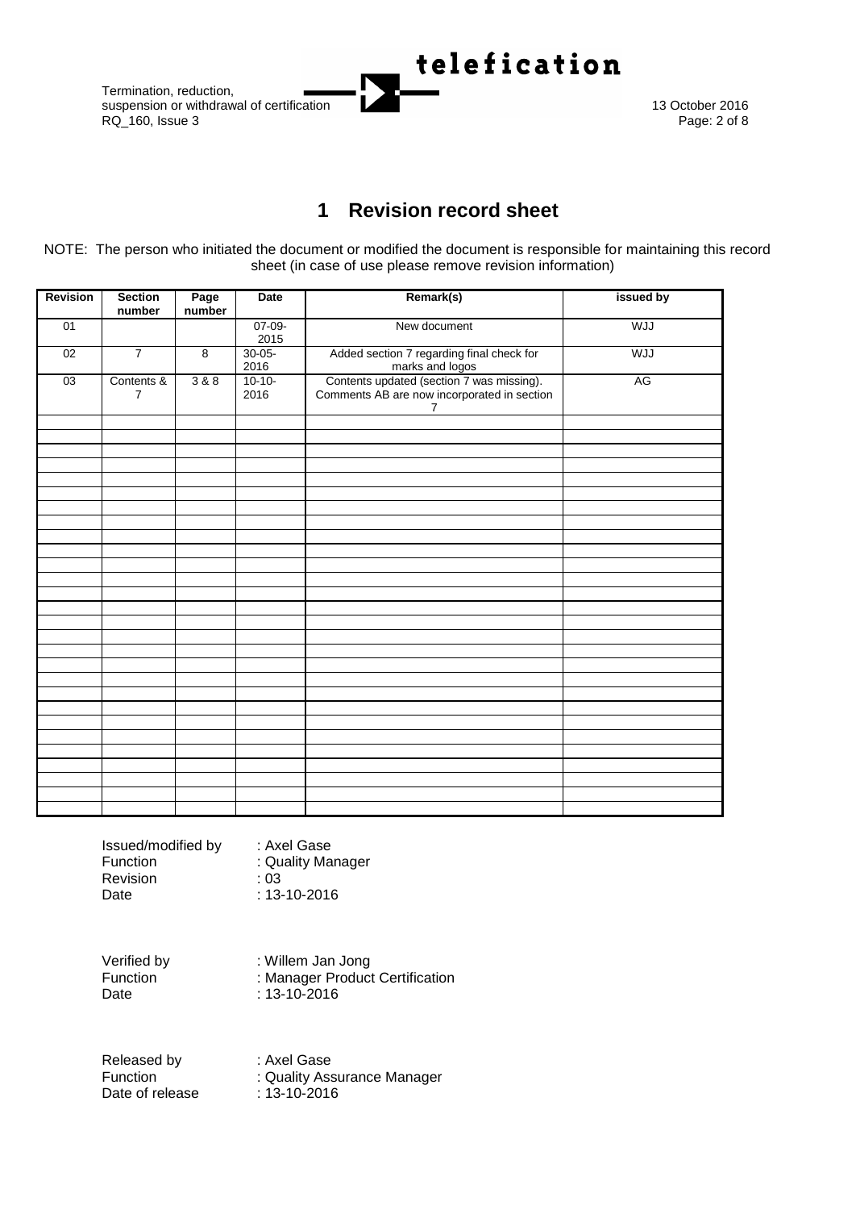# 1 Revision record sheet

NOTE: The person who initiated the document or modified the document is responsible for maintaining this record sheet (in case of use please remove revision information)

| Revision | Section number | Page number | Date | Remark(s) | issued by |
|---|---|---|---|---|---|
| 01 | | | 07-09-2015 | New document | WJJ |
| 02 | 7 | 8 | 30-05-2016 | Added section 7 regarding final check for marks and logos | WJJ |
| 03 | Contents & 7 | 3 & 8 | 10-10-2016 | Contents updated (section 7 was missing). Comments AB are now incorporated in section 7 | AG |
| | | | | | |
| | | | | | |
| | | | | | |
| | | | | | |
| | | | | | |
| | | | | | |
| | | | | | |
| | | | | | |
| | | | | | |
| | | | | | |
| | | | | | |
| | | | | | |
| | | | | | |
| | | | | | |
| | | | | | |
| | | | | | |
| | | | | | |
| | | | | | |
| | | | | | |
| | | | | | |
| | | | | | |
| | | | | | |
| | | | | | |
| | | | | | |
| | | | | | |
| | | | | | |
| | | | | | |
| | | | | | |
| | | | | | |

Issued/modified by : Axel Gase
Function : Quality Manager
Revision : 03
Date : 13-10-2016

Verified by : Willem Jan Jong
Function : Manager Product Certification
Date : 13-10-2016

Released by : Axel Gase
Function : Quality Assurance Manager
Date of release : 13-10-2016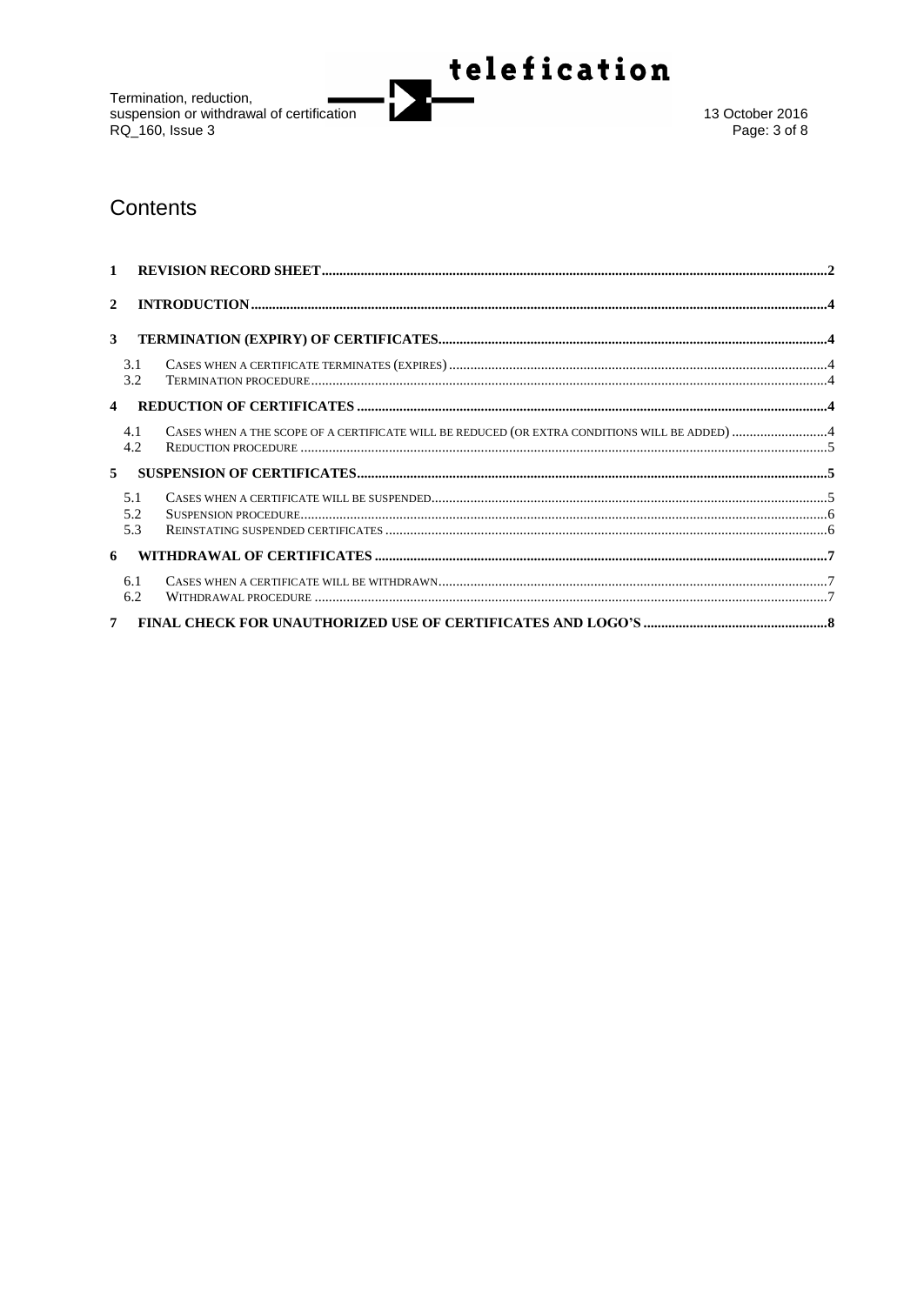# Contents

1 REVISION RECORD SHEET ..... 2

2 INTRODUCTION ..... 4

3 TERMINATION (EXPIRY) OF CERTIFICATES ..... 4

- 3.1 Cases when a certificate terminates (expires) ..... 4
- 3.2 Termination procedure ..... 4

4 REDUCTION OF CERTIFICATES ..... 4

- 4.1 Cases when a the scope of a certificate will be reduced (or extra conditions will be added) ..... 4
- 4.2 Reduction procedure ..... 5

5 SUSPENSION OF CERTIFICATES ..... 5

- 5.1 Cases when a certificate will be suspended ..... 5
- 5.2 Suspension procedure ..... 6
- 5.3 Reinstating suspended certificates ..... 6

6 WITHDRAWAL OF CERTIFICATES ..... 7

- 6.1 Cases when a certificate will be withdrawn ..... 7
- 6.2 Withdrawal procedure ..... 7

7 FINAL CHECK FOR UNAUTHORIZED USE OF CERTIFICATES AND LOGO'S ..... 8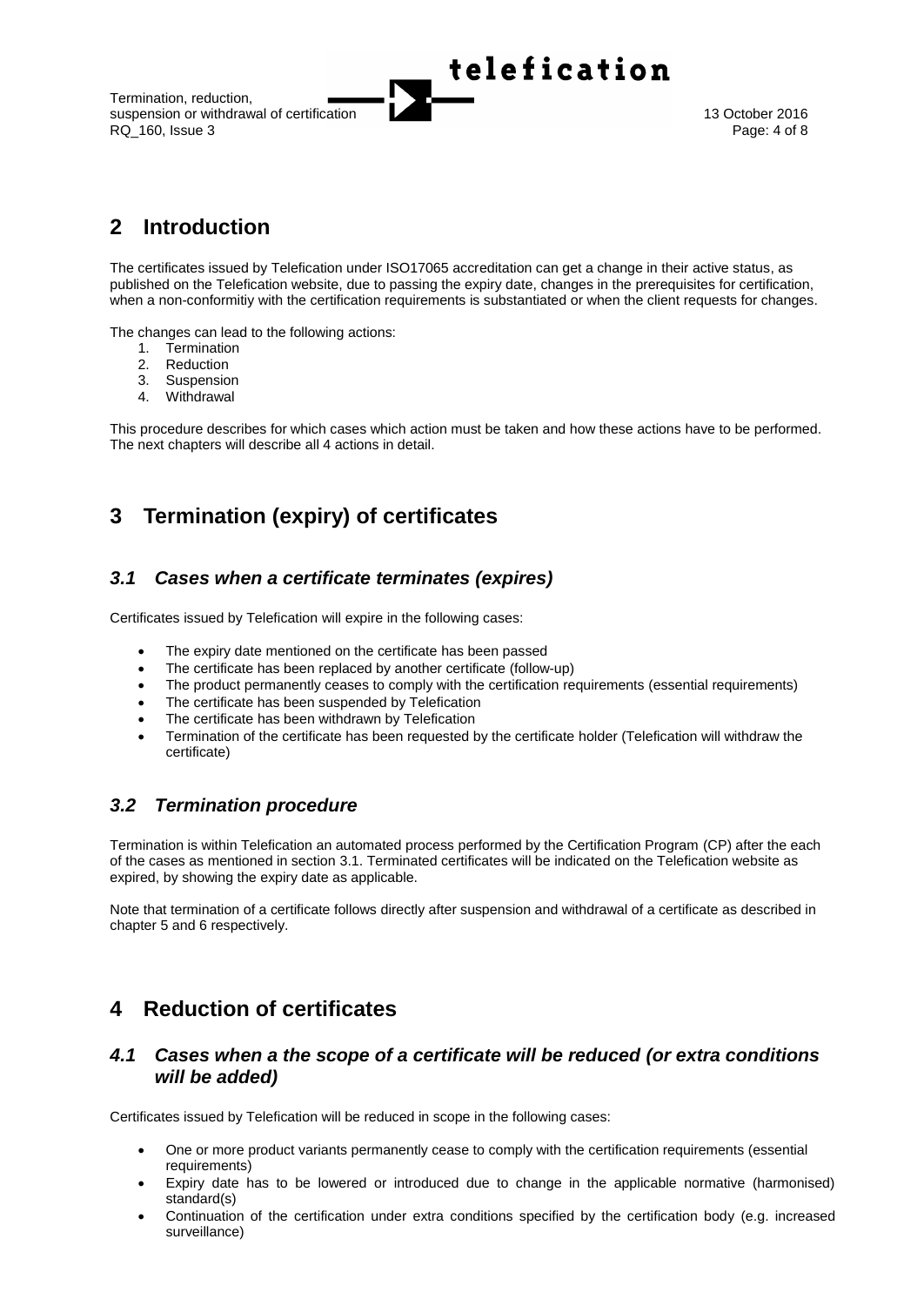## 2 Introduction

The certificates issued by Telefication under ISO17065 accreditation can get a change in their active status, as published on the Telefication website, due to passing the expiry date, changes in the prerequisites for certification, when a non-conformitiy with the certification requirements is substantiated or when the client requests for changes.

The changes can lead to the following actions:

1. Termination
2. Reduction
3. Suspension
4. Withdrawal

This procedure describes for which cases which action must be taken and how these actions have to be performed. The next chapters will describe all 4 actions in detail.

## 3 Termination (expiry) of certificates

### *3.1 Cases when a certificate terminates (expires)*

Certificates issued by Telefication will expire in the following cases:

- The expiry date mentioned on the certificate has been passed
- The certificate has been replaced by another certificate (follow-up)
- The product permanently ceases to comply with the certification requirements (essential requirements)
- The certificate has been suspended by Telefication
- The certificate has been withdrawn by Telefication
- Termination of the certificate has been requested by the certificate holder (Telefication will withdraw the certificate)

### *3.2 Termination procedure*

Termination is within Telefication an automated process performed by the Certification Program (CP) after the each of the cases as mentioned in section 3.1. Terminated certificates will be indicated on the Telefication website as expired, by showing the expiry date as applicable.

Note that termination of a certificate follows directly after suspension and withdrawal of a certificate as described in chapter 5 and 6 respectively.

## 4 Reduction of certificates

### *4.1 Cases when a the scope of a certificate will be reduced (or extra conditions will be added)*

Certificates issued by Telefication will be reduced in scope in the following cases:

- One or more product variants permanently cease to comply with the certification requirements (essential requirements)
- Expiry date has to be lowered or introduced due to change in the applicable normative (harmonised) standard(s)
- Continuation of the certification under extra conditions specified by the certification body (e.g. increased surveillance)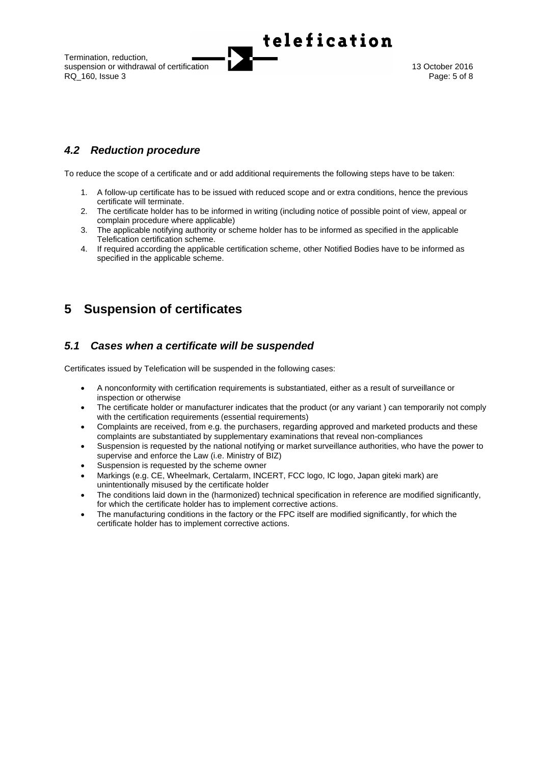## *4.2 Reduction procedure*

To reduce the scope of a certificate and or add additional requirements the following steps have to be taken:

1. A follow-up certificate has to be issued with reduced scope and or extra conditions, hence the previous certificate will terminate.
2. The certificate holder has to be informed in writing (including notice of possible point of view, appeal or complain procedure where applicable)
3. The applicable notifying authority or scheme holder has to be informed as specified in the applicable Telefication certification scheme.
4. If required according the applicable certification scheme, other Notified Bodies have to be informed as specified in the applicable scheme.

# 5 Suspension of certificates

## *5.1 Cases when a certificate will be suspended*

Certificates issued by Telefication will be suspended in the following cases:

- A nonconformity with certification requirements is substantiated, either as a result of surveillance or inspection or otherwise
- The certificate holder or manufacturer indicates that the product (or any variant ) can temporarily not comply with the certification requirements (essential requirements)
- Complaints are received, from e.g. the purchasers, regarding approved and marketed products and these complaints are substantiated by supplementary examinations that reveal non-compliances
- Suspension is requested by the national notifying or market surveillance authorities, who have the power to supervise and enforce the Law (i.e. Ministry of BIZ)
- Suspension is requested by the scheme owner
- Markings (e.g. CE, Wheelmark, Certalarm, INCERT, FCC logo, IC logo, Japan giteki mark) are unintentionally misused by the certificate holder
- The conditions laid down in the (harmonized) technical specification in reference are modified significantly, for which the certificate holder has to implement corrective actions.
- The manufacturing conditions in the factory or the FPC itself are modified significantly, for which the certificate holder has to implement corrective actions.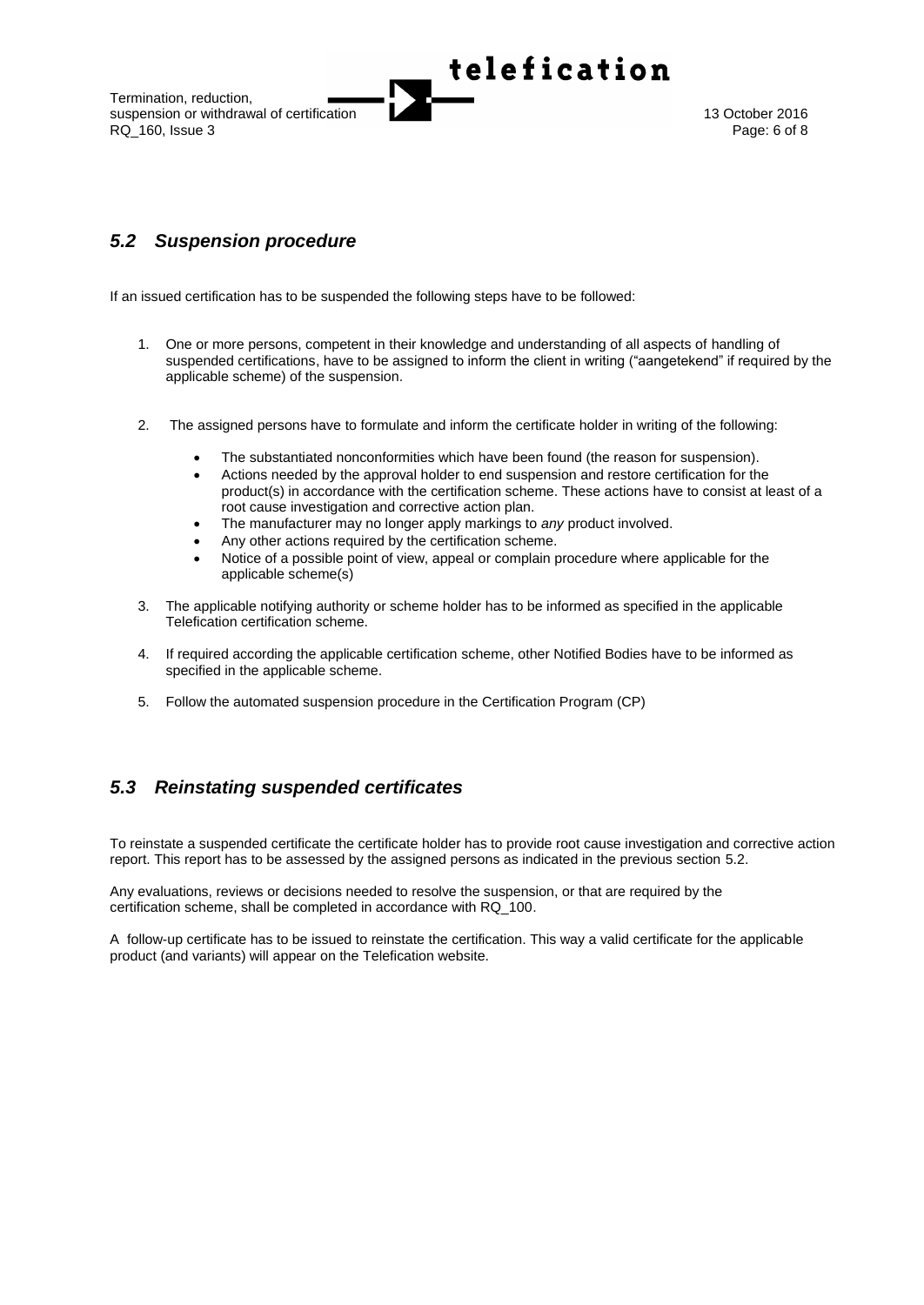## *5.2 Suspension procedure*

If an issued certification has to be suspended the following steps have to be followed:

1. One or more persons, competent in their knowledge and understanding of all aspects of handling of suspended certifications, have to be assigned to inform the client in writing ("aangetekend" if required by the applicable scheme) of the suspension.

2. The assigned persons have to formulate and inform the certificate holder in writing of the following:

    - The substantiated nonconformities which have been found (the reason for suspension).
    - Actions needed by the approval holder to end suspension and restore certification for the product(s) in accordance with the certification scheme. These actions have to consist at least of a root cause investigation and corrective action plan.
    - The manufacturer may no longer apply markings to *any* product involved.
    - Any other actions required by the certification scheme.
    - Notice of a possible point of view, appeal or complain procedure where applicable for the applicable scheme(s)

3. The applicable notifying authority or scheme holder has to be informed as specified in the applicable Telefication certification scheme.

4. If required according the applicable certification scheme, other Notified Bodies have to be informed as specified in the applicable scheme.

5. Follow the automated suspension procedure in the Certification Program (CP)

## *5.3 Reinstating suspended certificates*

To reinstate a suspended certificate the certificate holder has to provide root cause investigation and corrective action report. This report has to be assessed by the assigned persons as indicated in the previous section 5.2.

Any evaluations, reviews or decisions needed to resolve the suspension, or that are required by the certification scheme, shall be completed in accordance with RQ_100.

A follow-up certificate has to be issued to reinstate the certification. This way a valid certificate for the applicable product (and variants) will appear on the Telefication website.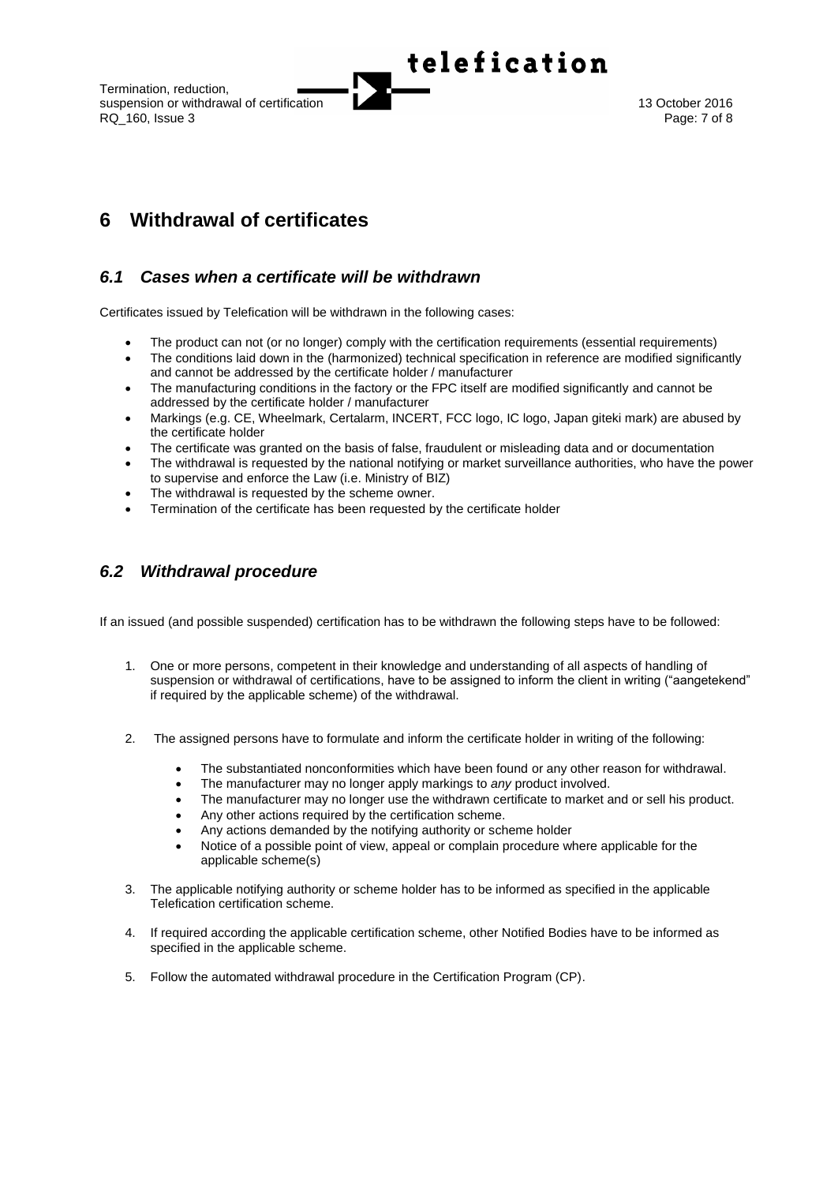# 6 Withdrawal of certificates

## *6.1 Cases when a certificate will be withdrawn*

Certificates issued by Telefication will be withdrawn in the following cases:

- The product can not (or no longer) comply with the certification requirements (essential requirements)
- The conditions laid down in the (harmonized) technical specification in reference are modified significantly and cannot be addressed by the certificate holder / manufacturer
- The manufacturing conditions in the factory or the FPC itself are modified significantly and cannot be addressed by the certificate holder / manufacturer
- Markings (e.g. CE, Wheelmark, Certalarm, INCERT, FCC logo, IC logo, Japan giteki mark) are abused by the certificate holder
- The certificate was granted on the basis of false, fraudulent or misleading data and or documentation
- The withdrawal is requested by the national notifying or market surveillance authorities, who have the power to supervise and enforce the Law (i.e. Ministry of BIZ)
- The withdrawal is requested by the scheme owner.
- Termination of the certificate has been requested by the certificate holder

## *6.2 Withdrawal procedure*

If an issued (and possible suspended) certification has to be withdrawn the following steps have to be followed:

1. One or more persons, competent in their knowledge and understanding of all aspects of handling of suspension or withdrawal of certifications, have to be assigned to inform the client in writing ("aangetekend" if required by the applicable scheme) of the withdrawal.

2. The assigned persons have to formulate and inform the certificate holder in writing of the following:

    - The substantiated nonconformities which have been found or any other reason for withdrawal.
    - The manufacturer may no longer apply markings to *any* product involved.
    - The manufacturer may no longer use the withdrawn certificate to market and or sell his product.
    - Any other actions required by the certification scheme.
    - Any actions demanded by the notifying authority or scheme holder
    - Notice of a possible point of view, appeal or complain procedure where applicable for the applicable scheme(s)

3. The applicable notifying authority or scheme holder has to be informed as specified in the applicable Telefication certification scheme.

4. If required according the applicable certification scheme, other Notified Bodies have to be informed as specified in the applicable scheme.

5. Follow the automated withdrawal procedure in the Certification Program (CP).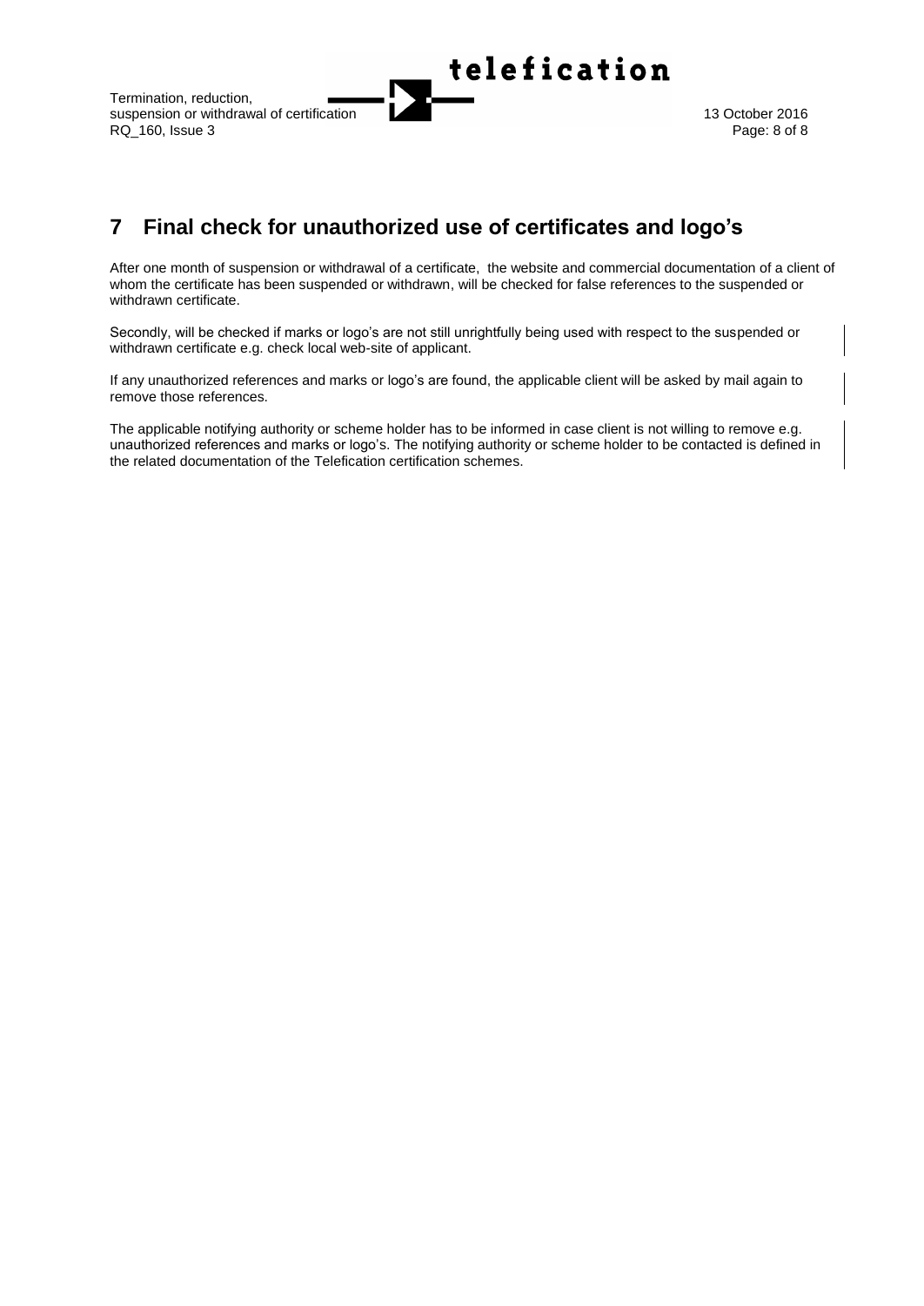## 7 Final check for unauthorized use of certificates and logo's

After one month of suspension or withdrawal of a certificate, the website and commercial documentation of a client of whom the certificate has been suspended or withdrawn, will be checked for false references to the suspended or withdrawn certificate.

Secondly, will be checked if marks or logo's are not still unrightfully being used with respect to the suspended or withdrawn certificate e.g. check local web-site of applicant.

If any unauthorized references and marks or logo's are found, the applicable client will be asked by mail again to remove those references.

The applicable notifying authority or scheme holder has to be informed in case client is not willing to remove e.g. unauthorized references and marks or logo's. The notifying authority or scheme holder to be contacted is defined in the related documentation of the Telefication certification schemes.